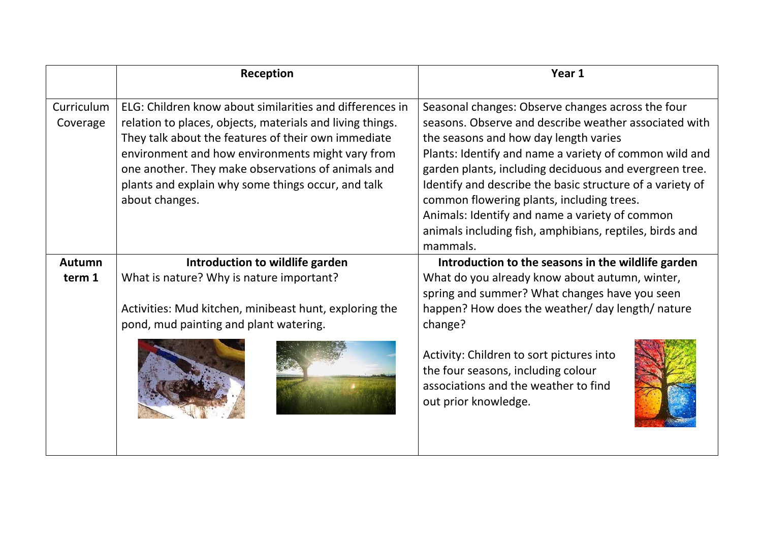| | **Reception** | **Year 1** |
|---|---|---|
| Curriculum Coverage | ELG: Children know about similarities and differences in relation to places, objects, materials and living things. They talk about the features of their own immediate environment and how environments might vary from one another. They make observations of animals and plants and explain why some things occur, and talk about changes. | Seasonal changes: Observe changes across the four seasons. Observe and describe weather associated with the seasons and how day length varies<br>Plants: Identify and name a variety of common wild and garden plants, including deciduous and evergreen tree. Identify and describe the basic structure of a variety of common flowering plants, including trees.<br>Animals: Identify and name a variety of common animals including fish, amphibians, reptiles, birds and mammals. |
| **Autumn term 1** | **Introduction to wildlife garden**<br>What is nature? Why is nature important?<br><br>Activities: Mud kitchen, minibeast hunt, exploring the pond, mud painting and plant watering. | **Introduction to the seasons in the wildlife garden**<br>What do you already know about autumn, winter, spring and summer? What changes have you seen happen? How does the weather/ day length/ nature change?<br><br>Activity: Children to sort pictures into the four seasons, including colour associations and the weather to find out prior knowledge. |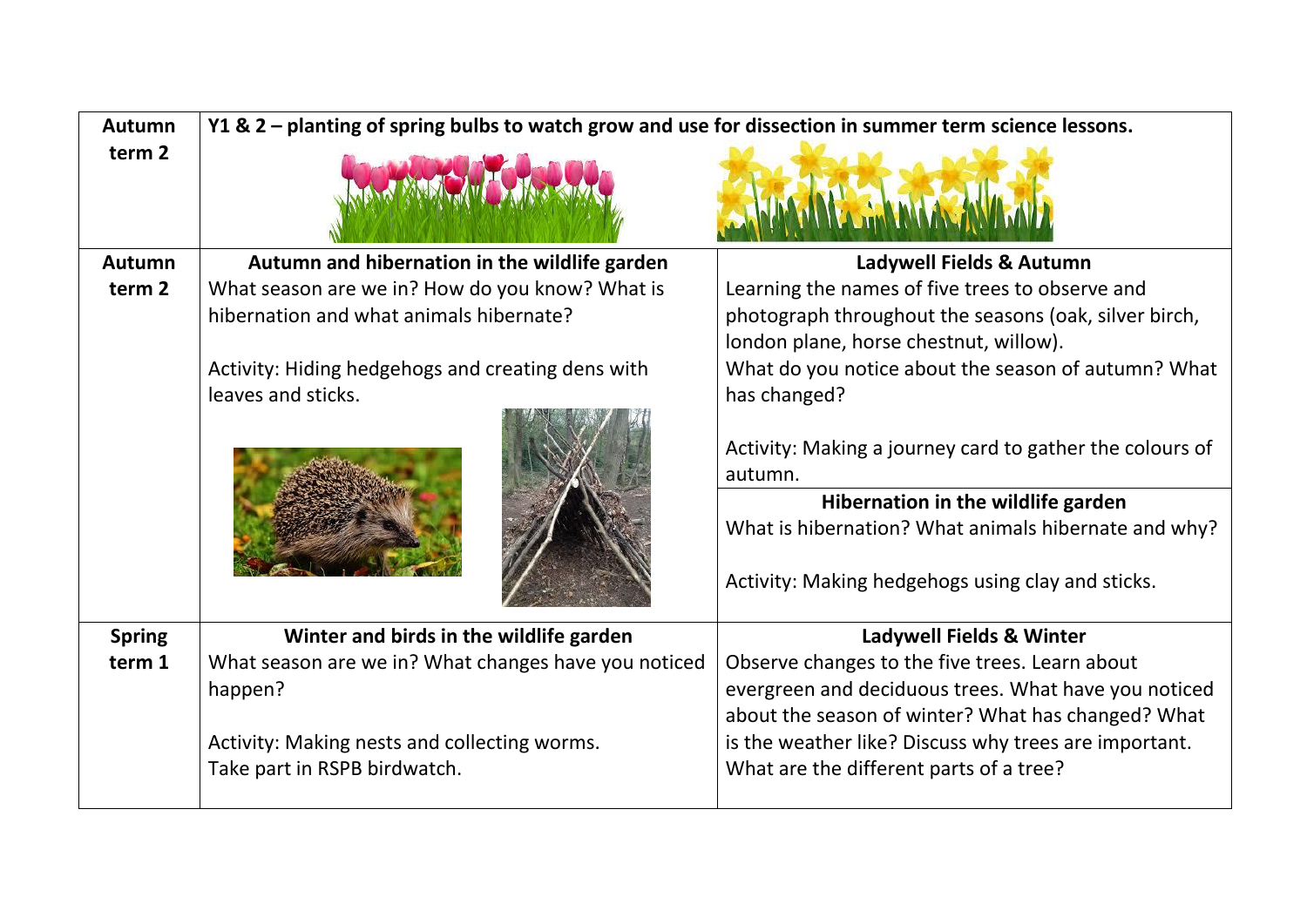| | | |
|---|---|---|
| **Autumn term 2** | **Y1 & 2 – planting of spring bulbs to watch grow and use for dissection in summer term science lessons.** | |
| **Autumn term 2** | **Autumn and hibernation in the wildlife garden**<br>What season are we in? How do you know? What is hibernation and what animals hibernate?<br><br>Activity: Hiding hedgehogs and creating dens with leaves and sticks. | **Ladywell Fields & Autumn**<br>Learning the names of five trees to observe and photograph throughout the seasons (oak, silver birch, london plane, horse chestnut, willow).<br>What do you notice about the season of autumn? What has changed?<br><br>Activity: Making a journey card to gather the colours of autumn.<br><br>**Hibernation in the wildlife garden**<br>What is hibernation? What animals hibernate and why?<br><br>Activity: Making hedgehogs using clay and sticks. |
| **Spring term 1** | **Winter and birds in the wildlife garden**<br>What season are we in? What changes have you noticed happen?<br><br>Activity: Making nests and collecting worms.<br>Take part in RSPB birdwatch. | **Ladywell Fields & Winter**<br>Observe changes to the five trees. Learn about evergreen and deciduous trees. What have you noticed about the season of winter? What has changed? What is the weather like? Discuss why trees are important. What are the different parts of a tree? |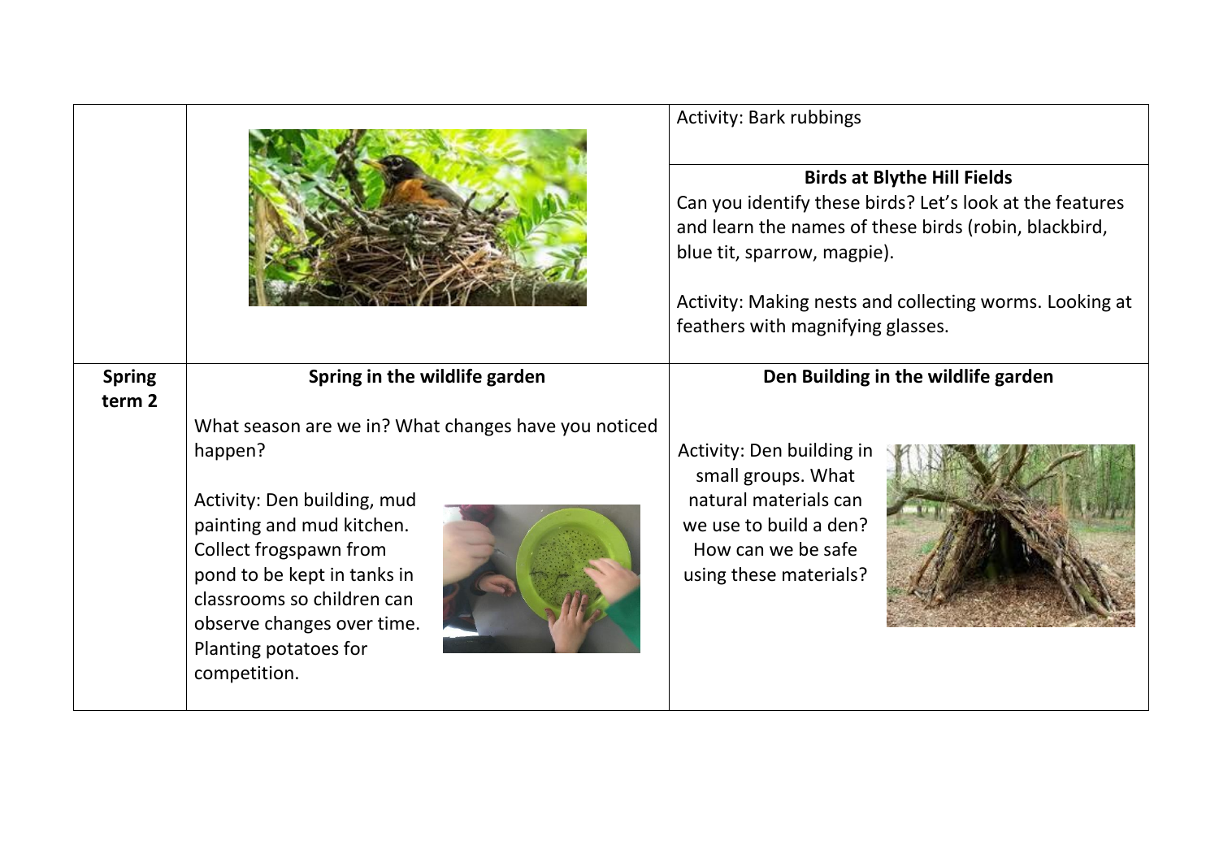| | | |
|---|---|---|
| | | Activity: Bark rubbings |
| | | **Birds at Blythe Hill Fields**<br>Can you identify these birds? Let's look at the features and learn the names of these birds (robin, blackbird, blue tit, sparrow, magpie).<br><br>Activity: Making nests and collecting worms. Looking at feathers with magnifying glasses. |
| **Spring term 2** | **Spring in the wildlife garden**<br><br>What season are we in? What changes have you noticed happen?<br><br>Activity: Den building, mud painting and mud kitchen. Collect frogspawn from pond to be kept in tanks in classrooms so children can observe changes over time. Planting potatoes for competition. | **Den Building in the wildlife garden**<br><br>Activity: Den building in small groups. What natural materials can we use to build a den? How can we be safe using these materials? |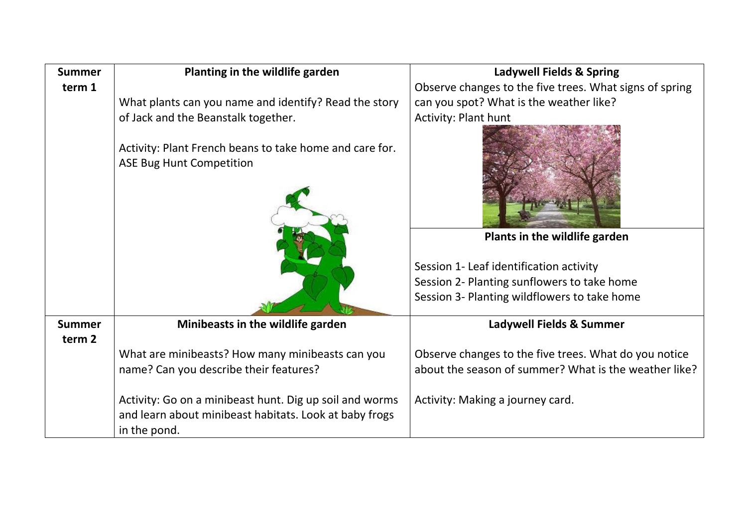| | | |
|---|---|---|
| **Summer term 1** | **Planting in the wildlife garden**<br><br>What plants can you name and identify? Read the story of Jack and the Beanstalk together.<br><br>Activity: Plant French beans to take home and care for. ASE Bug Hunt Competition | **Ladywell Fields & Spring**<br>Observe changes to the five trees. What signs of spring can you spot? What is the weather like?<br>Activity: Plant hunt<br><br>**Plants in the wildlife garden**<br><br>Session 1- Leaf identification activity<br>Session 2- Planting sunflowers to take home<br>Session 3- Planting wildflowers to take home |
| **Summer term 2** | **Minibeasts in the wildlife garden**<br><br>What are minibeasts? How many minibeasts can you name? Can you describe their features?<br><br>Activity: Go on a minibeast hunt. Dig up soil and worms and learn about minibeast habitats. Look at baby frogs in the pond. | **Ladywell Fields & Summer**<br><br>Observe changes to the five trees. What do you notice about the season of summer? What is the weather like?<br><br>Activity: Making a journey card. |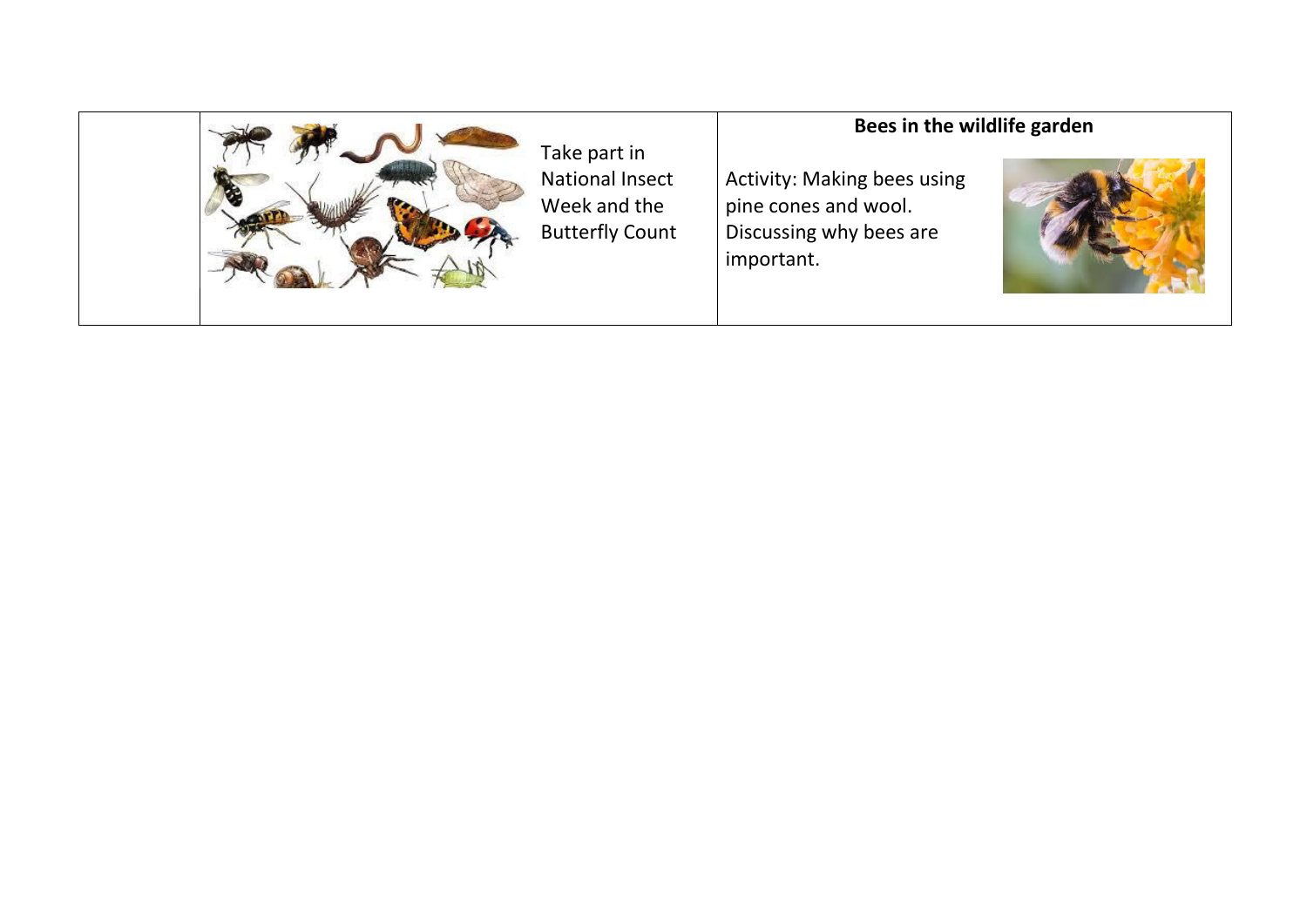| | | |
|---|---|---|
| | Take part in National Insect Week and the Butterfly Count | **Bees in the wildlife garden**<br><br>Activity: Making bees using pine cones and wool. Discussing why bees are important. |